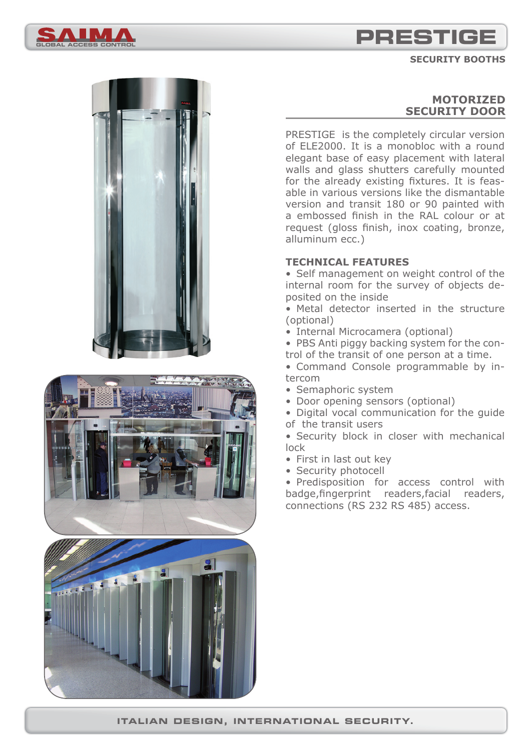# PRESTIGE

SECURITY BOOTHS

## MOTORIZED SECURITY DOOR

PRESTIGE is the completely circular version of ELE2000. It is a monobloc with a round elegant base of easy placement with lateral walls and glass shutters carefully mounted for the already existing fixtures. It is feasable in various versions like the dismantable version and transit 180 or 90 painted with a embossed finish in the RAL colour or at request (gloss finish, inox coating, bronze, alluminum ecc.)

### TECHNICAL FEATURES

- Self management on weight control of the internal room for the survey of objects deposited on the inside
- Metal detector inserted in the structure (optional)
- Internal Microcamera (optional)
- PBS Anti piggy backing system for the control of the transit of one person at a time.
- Command Console programmable by intercom
- Semaphoric system
- Door opening sensors (optional)
- Digital vocal communication for the guide of the transit users
- Security block in closer with mechanical lock
- First in last out key
- Security photocell
- Predisposition for access control with badge,fingerprint readers,facial readers, connections (RS 232 RS 485) access.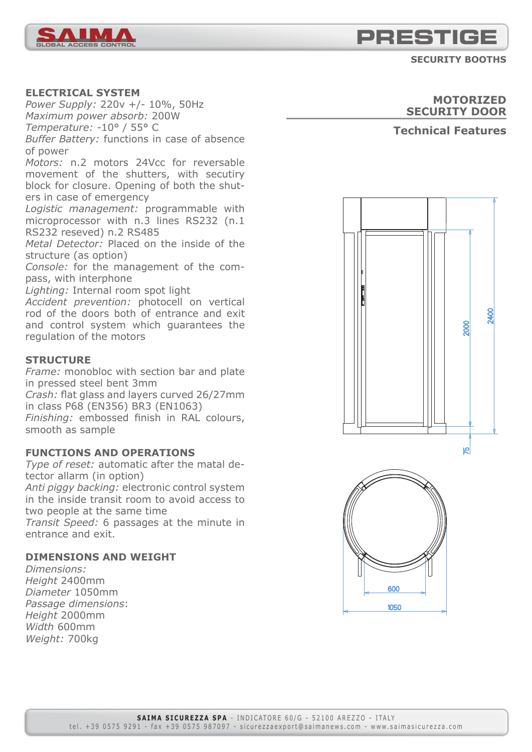SECURITY BOOTHS

## MOTORIZED SECURITY DOOR

### Technical Features

### ELECTRICAL SYSTEM

*Power Supply:* 220v +/- 10%, 50Hz
*Maximum power absorb:* 200W
*Temperature:* -10° / 55° C
*Buffer Battery:* functions in case of absence of power
*Motors:* n.2 motors 24Vcc for reversable movement of the shutters, with secutiry block for closure. Opening of both the shutters in case of emergency
*Logistic management:* programmable with microprocessor with n.3 lines RS232 (n.1 RS232 reseved) n.2 RS485
*Metal Detector:* Placed on the inside of the structure (as option)
*Console:* for the management of the compass, with interphone
*Lighting:* Internal room spot light
*Accident prevention:* photocell on vertical rod of the doors both of entrance and exit and control system which guarantees the regulation of the motors

### STRUCTURE

*Frame:* monobloc with section bar and plate in pressed steel bent 3mm
*Crash:* flat glass and layers curved 26/27mm in class P68 (EN356) BR3 (EN1063)
*Finishing:* embossed finish in RAL colours, smooth as sample

### FUNCTIONS AND OPERATIONS

*Type of reset:* automatic after the matal detector allarm (in option)
*Anti piggy backing:* electronic control system in the inside transit room to avoid access to two people at the same time
*Transit Speed:* 6 passages at the minute in entrance and exit.

### DIMENSIONS AND WEIGHT

*Dimensions:*
*Height* 2400mm
*Diameter* 1050mm
*Passage dimensions*:
*Height* 2000mm
*Width* 600mm
*Weight:* 700kg

2000
2400
75
600
1050

**SAIMA SICUREZZA SPA** - INDICATORE 60/G - 52100 AREZZO - ITALY
tel. +39 0575 9291 - fax +39 0575 987097 - sicurezzaexport@saimanews.com - www.saimasicurezza.com